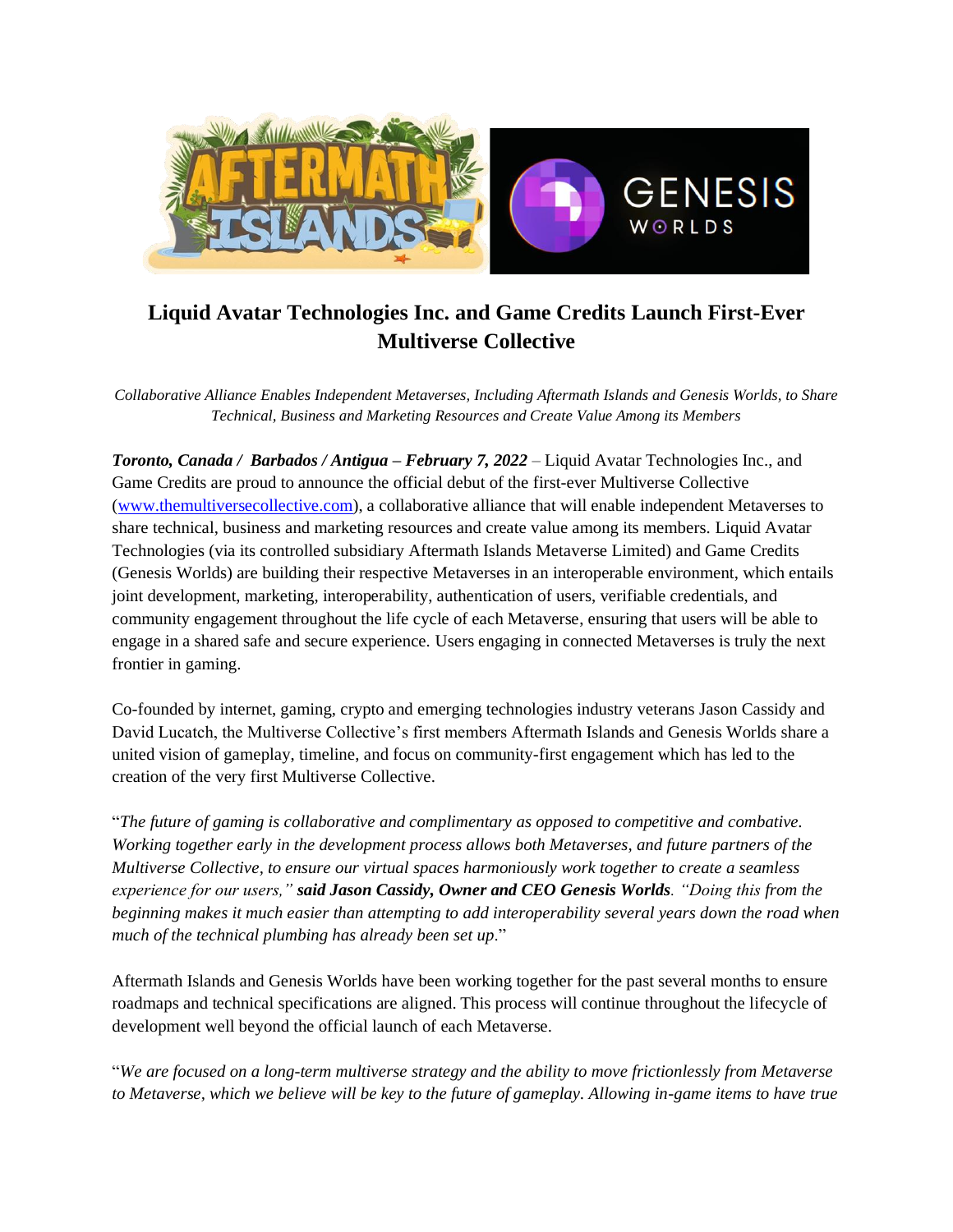# Liquid Avatar Technologies Inc. and Game Credits Launch First-Ever Multiverse Collective

*Collaborative Alliance Enables Independent Metaverses, Including Aftermath Islands and Genesis Worlds, to Share Technical, Business and Marketing Resources and Create Value Among its Members*

***Toronto, Canada / Barbados / Antigua – February 7, 2022*** – Liquid Avatar Technologies Inc., and Game Credits are proud to announce the official debut of the first-ever Multiverse Collective (www.themultiversecollective.com), a collaborative alliance that will enable independent Metaverses to share technical, business and marketing resources and create value among its members. Liquid Avatar Technologies (via its controlled subsidiary Aftermath Islands Metaverse Limited) and Game Credits (Genesis Worlds) are building their respective Metaverses in an interoperable environment, which entails joint development, marketing, interoperability, authentication of users, verifiable credentials, and community engagement throughout the life cycle of each Metaverse, ensuring that users will be able to engage in a shared safe and secure experience. Users engaging in connected Metaverses is truly the next frontier in gaming.

Co-founded by internet, gaming, crypto and emerging technologies industry veterans Jason Cassidy and David Lucatch, the Multiverse Collective's first members Aftermath Islands and Genesis Worlds share a united vision of gameplay, timeline, and focus on community-first engagement which has led to the creation of the very first Multiverse Collective.

"*The future of gaming is collaborative and complimentary as opposed to competitive and combative. Working together early in the development process allows both Metaverses, and future partners of the Multiverse Collective, to ensure our virtual spaces harmoniously work together to create a seamless experience for our users,"* ***said Jason Cassidy, Owner and CEO Genesis Worlds***. *"Doing this from the beginning makes it much easier than attempting to add interoperability several years down the road when much of the technical plumbing has already been set up*."

Aftermath Islands and Genesis Worlds have been working together for the past several months to ensure roadmaps and technical specifications are aligned. This process will continue throughout the lifecycle of development well beyond the official launch of each Metaverse.

"*We are focused on a long-term multiverse strategy and the ability to move frictionlessly from Metaverse to Metaverse, which we believe will be key to the future of gameplay. Allowing in-game items to have true*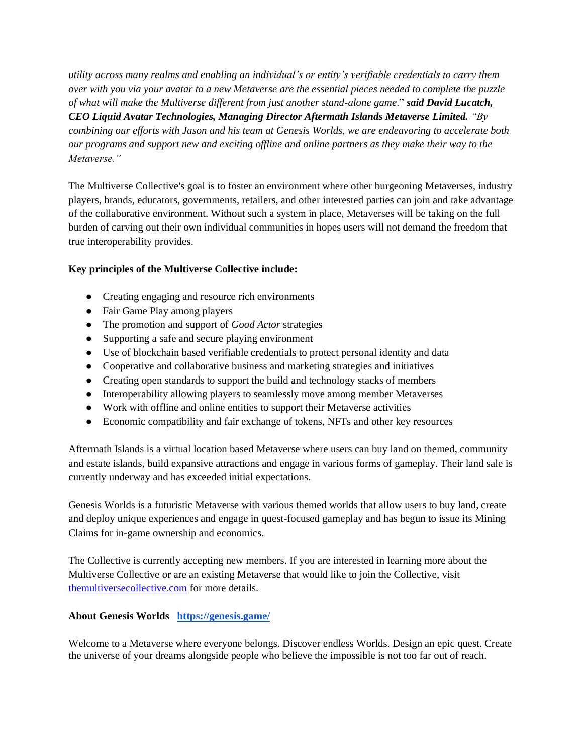*utility across many realms and enabling an individual's or entity's verifiable credentials to carry them over with you via your avatar to a new Metaverse are the essential pieces needed to complete the puzzle of what will make the Multiverse different from just another stand-alone game*." ***said David Lucatch, CEO Liquid Avatar Technologies, Managing Director Aftermath Islands Metaverse Limited.*** *"By combining our efforts with Jason and his team at Genesis Worlds, we are endeavoring to accelerate both our programs and support new and exciting offline and online partners as they make their way to the Metaverse."*

The Multiverse Collective's goal is to foster an environment where other burgeoning Metaverses, industry players, brands, educators, governments, retailers, and other interested parties can join and take advantage of the collaborative environment. Without such a system in place, Metaverses will be taking on the full burden of carving out their own individual communities in hopes users will not demand the freedom that true interoperability provides.

**Key principles of the Multiverse Collective include:**

- Creating engaging and resource rich environments
- Fair Game Play among players
- The promotion and support of *Good Actor* strategies
- Supporting a safe and secure playing environment
- Use of blockchain based verifiable credentials to protect personal identity and data
- Cooperative and collaborative business and marketing strategies and initiatives
- Creating open standards to support the build and technology stacks of members
- Interoperability allowing players to seamlessly move among member Metaverses
- Work with offline and online entities to support their Metaverse activities
- Economic compatibility and fair exchange of tokens, NFTs and other key resources

Aftermath Islands is a virtual location based Metaverse where users can buy land on themed, community and estate islands, build expansive attractions and engage in various forms of gameplay. Their land sale is currently underway and has exceeded initial expectations.

Genesis Worlds is a futuristic Metaverse with various themed worlds that allow users to buy land, create and deploy unique experiences and engage in quest-focused gameplay and has begun to issue its Mining Claims for in-game ownership and economics.

The Collective is currently accepting new members. If you are interested in learning more about the Multiverse Collective or are an existing Metaverse that would like to join the Collective, visit [themultiversecollective.com](themultiversecollective.com) for more details.

**About Genesis Worlds** [**https://genesis.game/**](https://genesis.game/)

Welcome to a Metaverse where everyone belongs. Discover endless Worlds. Design an epic quest. Create the universe of your dreams alongside people who believe the impossible is not too far out of reach.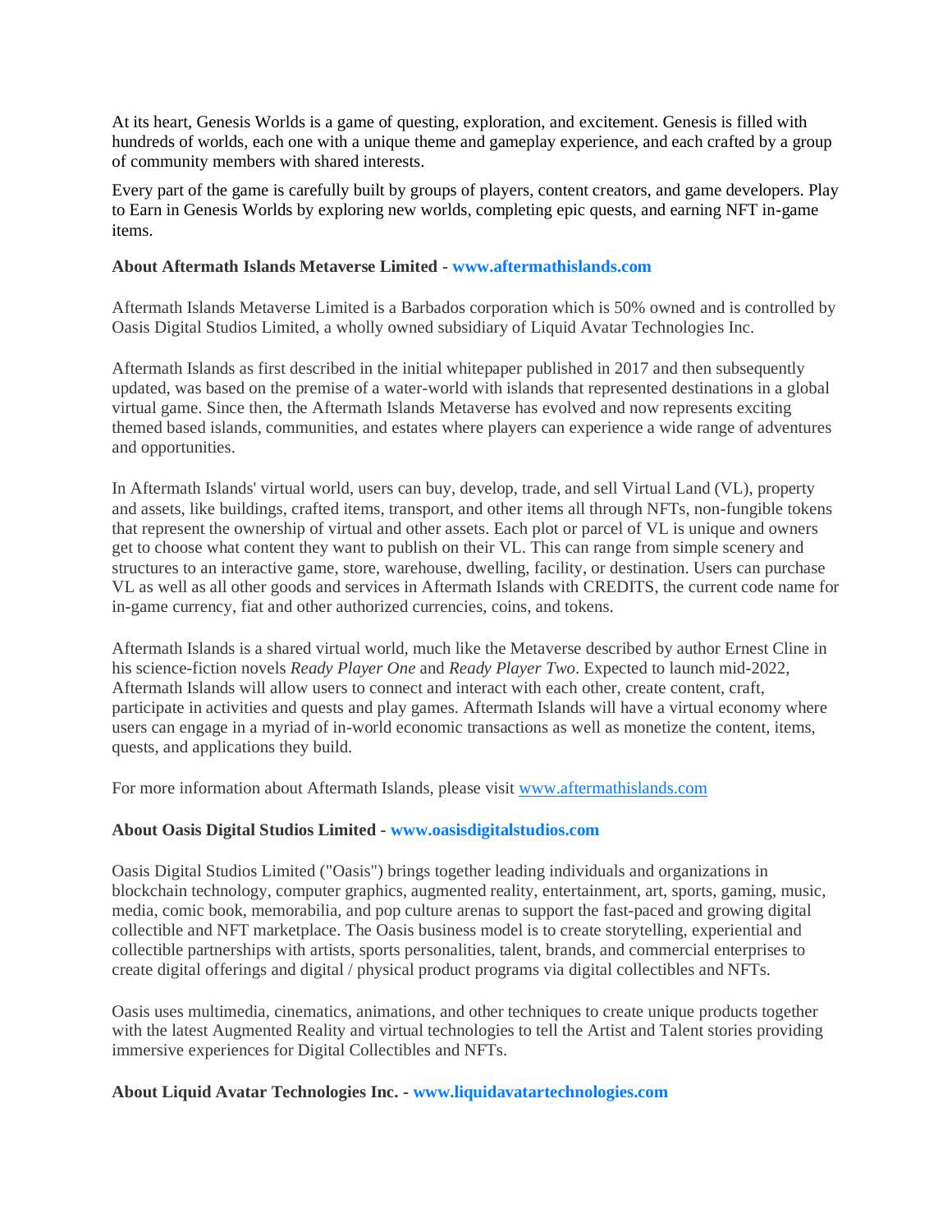At its heart, Genesis Worlds is a game of questing, exploration, and excitement. Genesis is filled with hundreds of worlds, each one with a unique theme and gameplay experience, and each crafted by a group of community members with shared interests.

Every part of the game is carefully built by groups of players, content creators, and game developers. Play to Earn in Genesis Worlds by exploring new worlds, completing epic quests, and earning NFT in-game items.

**About Aftermath Islands Metaverse Limited - www.aftermathislands.com**

Aftermath Islands Metaverse Limited is a Barbados corporation which is 50% owned and is controlled by Oasis Digital Studios Limited, a wholly owned subsidiary of Liquid Avatar Technologies Inc.

Aftermath Islands as first described in the initial whitepaper published in 2017 and then subsequently updated, was based on the premise of a water-world with islands that represented destinations in a global virtual game. Since then, the Aftermath Islands Metaverse has evolved and now represents exciting themed based islands, communities, and estates where players can experience a wide range of adventures and opportunities.

In Aftermath Islands' virtual world, users can buy, develop, trade, and sell Virtual Land (VL), property and assets, like buildings, crafted items, transport, and other items all through NFTs, non-fungible tokens that represent the ownership of virtual and other assets. Each plot or parcel of VL is unique and owners get to choose what content they want to publish on their VL. This can range from simple scenery and structures to an interactive game, store, warehouse, dwelling, facility, or destination. Users can purchase VL as well as all other goods and services in Aftermath Islands with CREDITS, the current code name for in-game currency, fiat and other authorized currencies, coins, and tokens.

Aftermath Islands is a shared virtual world, much like the Metaverse described by author Ernest Cline in his science-fiction novels *Ready Player One* and *Ready Player Two*. Expected to launch mid-2022, Aftermath Islands will allow users to connect and interact with each other, create content, craft, participate in activities and quests and play games. Aftermath Islands will have a virtual economy where users can engage in a myriad of in-world economic transactions as well as monetize the content, items, quests, and applications they build.

For more information about Aftermath Islands, please visit www.aftermathislands.com

**About Oasis Digital Studios Limited - www.oasisdigitalstudios.com**

Oasis Digital Studios Limited ("Oasis") brings together leading individuals and organizations in blockchain technology, computer graphics, augmented reality, entertainment, art, sports, gaming, music, media, comic book, memorabilia, and pop culture arenas to support the fast-paced and growing digital collectible and NFT marketplace. The Oasis business model is to create storytelling, experiential and collectible partnerships with artists, sports personalities, talent, brands, and commercial enterprises to create digital offerings and digital / physical product programs via digital collectibles and NFTs.

Oasis uses multimedia, cinematics, animations, and other techniques to create unique products together with the latest Augmented Reality and virtual technologies to tell the Artist and Talent stories providing immersive experiences for Digital Collectibles and NFTs.

**About Liquid Avatar Technologies Inc. - www.liquidavatartechnologies.com**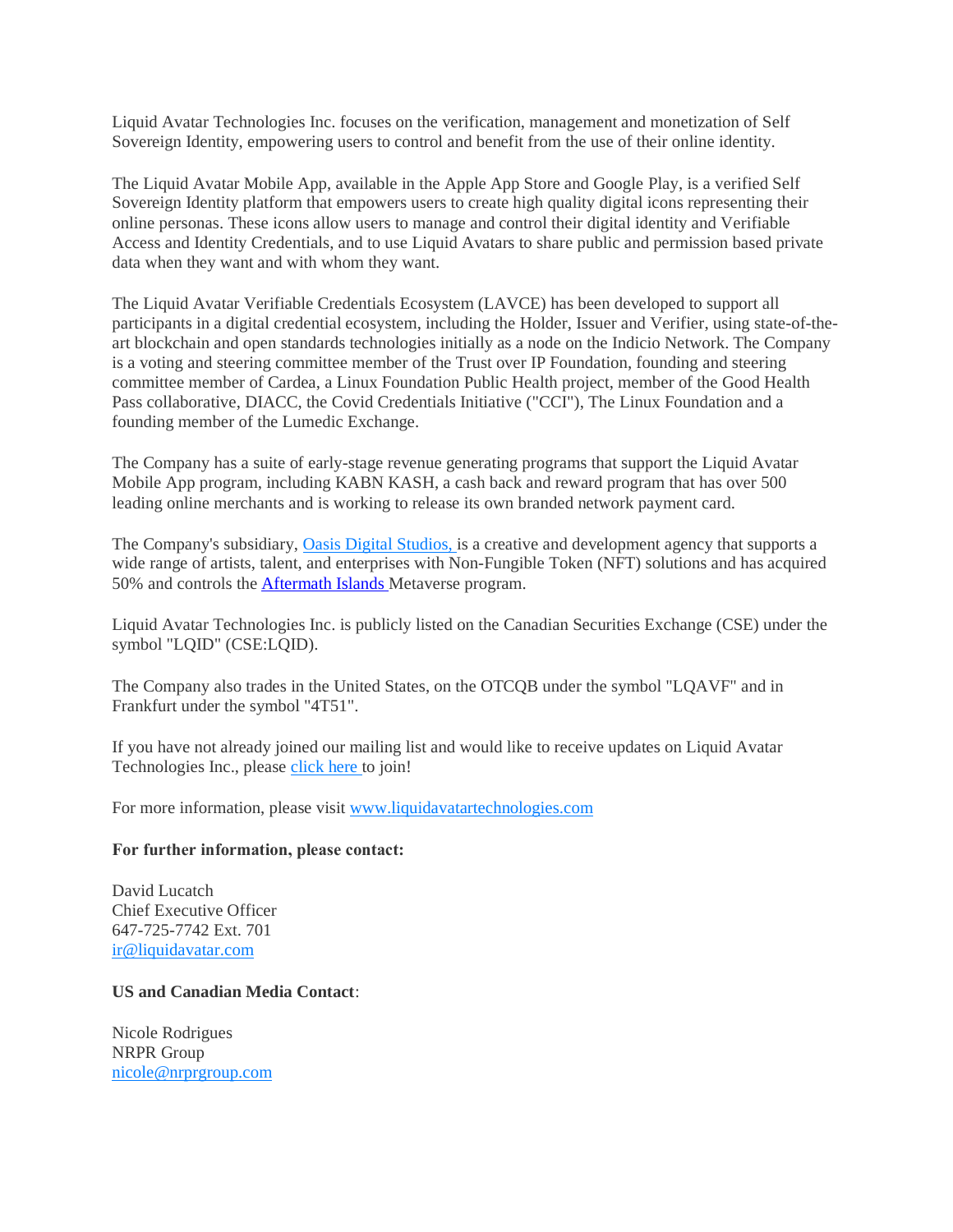Liquid Avatar Technologies Inc. focuses on the verification, management and monetization of Self Sovereign Identity, empowering users to control and benefit from the use of their online identity.

The Liquid Avatar Mobile App, available in the Apple App Store and Google Play, is a verified Self Sovereign Identity platform that empowers users to create high quality digital icons representing their online personas. These icons allow users to manage and control their digital identity and Verifiable Access and Identity Credentials, and to use Liquid Avatars to share public and permission based private data when they want and with whom they want.

The Liquid Avatar Verifiable Credentials Ecosystem (LAVCE) has been developed to support all participants in a digital credential ecosystem, including the Holder, Issuer and Verifier, using state-of-the-art blockchain and open standards technologies initially as a node on the Indicio Network. The Company is a voting and steering committee member of the Trust over IP Foundation, founding and steering committee member of Cardea, a Linux Foundation Public Health project, member of the Good Health Pass collaborative, DIACC, the Covid Credentials Initiative ("CCI"), The Linux Foundation and a founding member of the Lumedic Exchange.

The Company has a suite of early-stage revenue generating programs that support the Liquid Avatar Mobile App program, including KABN KASH, a cash back and reward program that has over 500 leading online merchants and is working to release its own branded network payment card.

The Company's subsidiary, Oasis Digital Studios, is a creative and development agency that supports a wide range of artists, talent, and enterprises with Non-Fungible Token (NFT) solutions and has acquired 50% and controls the Aftermath Islands Metaverse program.

Liquid Avatar Technologies Inc. is publicly listed on the Canadian Securities Exchange (CSE) under the symbol "LQID" (CSE:LQID).

The Company also trades in the United States, on the OTCQB under the symbol "LQAVF" and in Frankfurt under the symbol "4T51".

If you have not already joined our mailing list and would like to receive updates on Liquid Avatar Technologies Inc., please click here to join!

For more information, please visit www.liquidavatartechnologies.com

**For further information, please contact:**

David Lucatch
Chief Executive Officer
647-725-7742 Ext. 701
ir@liquidavatar.com

**US and Canadian Media Contact**:

Nicole Rodrigues
NRPR Group
nicole@nrprgroup.com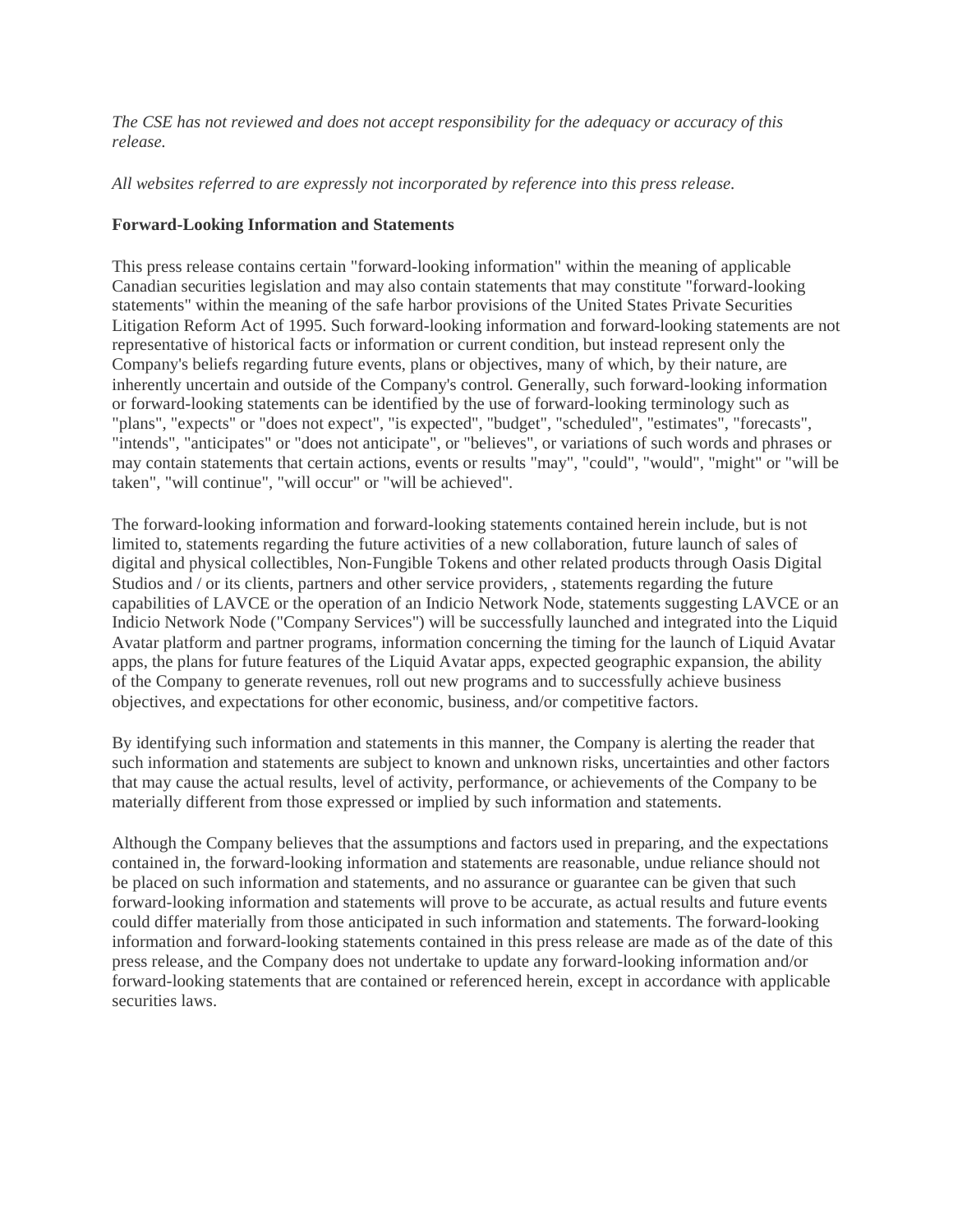*The CSE has not reviewed and does not accept responsibility for the adequacy or accuracy of this release.*

*All websites referred to are expressly not incorporated by reference into this press release.*

**Forward-Looking Information and Statements**

This press release contains certain "forward-looking information" within the meaning of applicable Canadian securities legislation and may also contain statements that may constitute "forward-looking statements" within the meaning of the safe harbor provisions of the United States Private Securities Litigation Reform Act of 1995. Such forward-looking information and forward-looking statements are not representative of historical facts or information or current condition, but instead represent only the Company's beliefs regarding future events, plans or objectives, many of which, by their nature, are inherently uncertain and outside of the Company's control. Generally, such forward-looking information or forward-looking statements can be identified by the use of forward-looking terminology such as "plans", "expects" or "does not expect", "is expected", "budget", "scheduled", "estimates", "forecasts", "intends", "anticipates" or "does not anticipate", or "believes", or variations of such words and phrases or may contain statements that certain actions, events or results "may", "could", "would", "might" or "will be taken", "will continue", "will occur" or "will be achieved".

The forward-looking information and forward-looking statements contained herein include, but is not limited to, statements regarding the future activities of a new collaboration, future launch of sales of digital and physical collectibles, Non-Fungible Tokens and other related products through Oasis Digital Studios and / or its clients, partners and other service providers, , statements regarding the future capabilities of LAVCE or the operation of an Indicio Network Node, statements suggesting LAVCE or an Indicio Network Node ("Company Services") will be successfully launched and integrated into the Liquid Avatar platform and partner programs, information concerning the timing for the launch of Liquid Avatar apps, the plans for future features of the Liquid Avatar apps, expected geographic expansion, the ability of the Company to generate revenues, roll out new programs and to successfully achieve business objectives, and expectations for other economic, business, and/or competitive factors.

By identifying such information and statements in this manner, the Company is alerting the reader that such information and statements are subject to known and unknown risks, uncertainties and other factors that may cause the actual results, level of activity, performance, or achievements of the Company to be materially different from those expressed or implied by such information and statements.

Although the Company believes that the assumptions and factors used in preparing, and the expectations contained in, the forward-looking information and statements are reasonable, undue reliance should not be placed on such information and statements, and no assurance or guarantee can be given that such forward-looking information and statements will prove to be accurate, as actual results and future events could differ materially from those anticipated in such information and statements. The forward-looking information and forward-looking statements contained in this press release are made as of the date of this press release, and the Company does not undertake to update any forward-looking information and/or forward-looking statements that are contained or referenced herein, except in accordance with applicable securities laws.